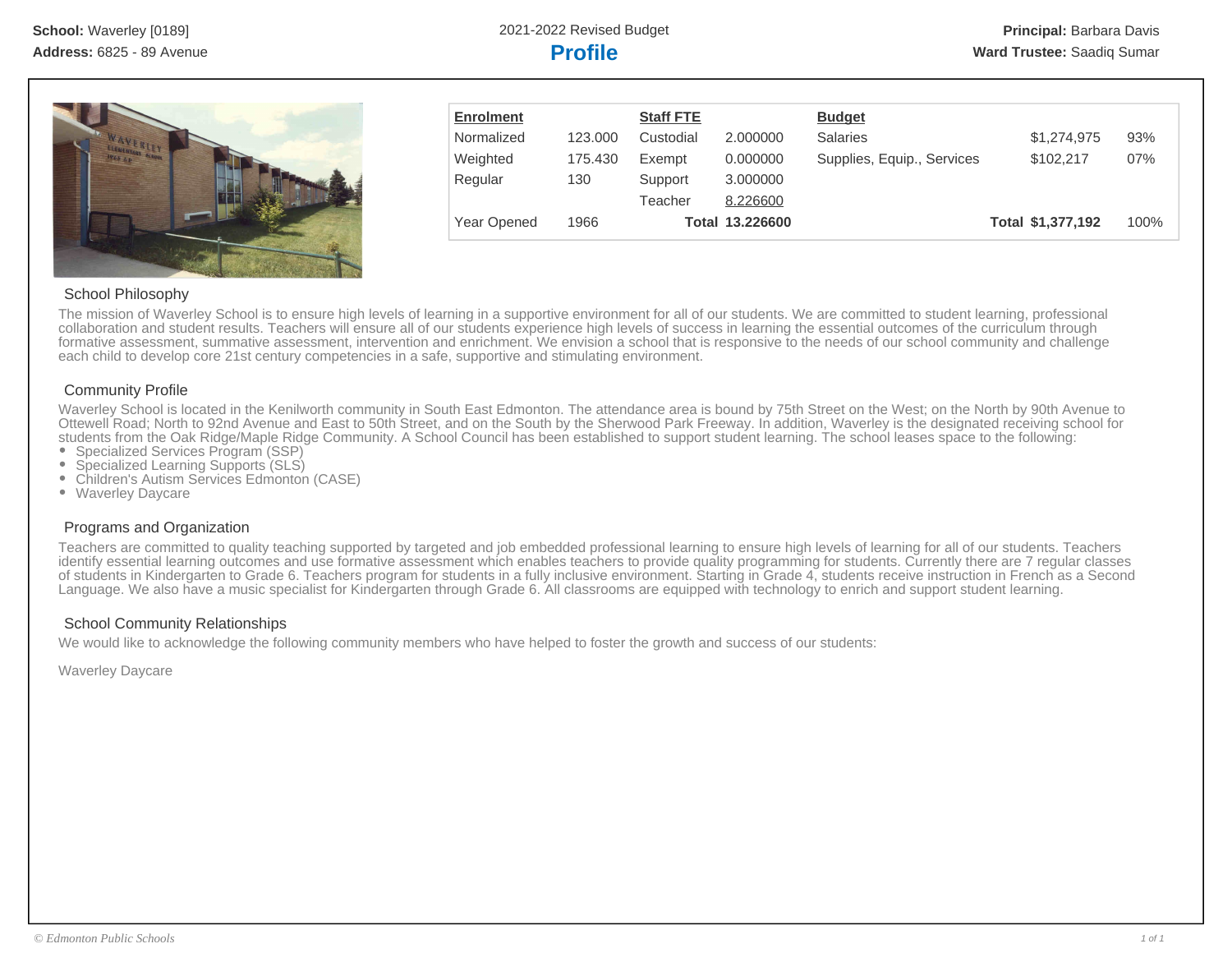**School:** Waverley [0189]
**Address:** 6825 - 89 Avenue

2021-2022 Revised Budget

# Profile

**Principal:** Barbara Davis
**Ward Trustee:** Saadiq Sumar

| Enrolment | | Staff FTE | | Budget | | |
|---|---|---|---|---|---|---|
| Normalized | 123.000 | Custodial | 2.000000 | Salaries | $1,274,975 | 93% |
| Weighted | 175.430 | Exempt | 0.000000 | Supplies, Equip., Services | $102,217 | 07% |
| Regular | 130 | Support | 3.000000 | | | |
| | | Teacher | 8.226600 | | | |
| Year Opened | 1966 | **Total** | **13.226600** | **Total** | **$1,377,192** | 100% |

## School Philosophy

The mission of Waverley School is to ensure high levels of learning in a supportive environment for all of our students. We are committed to student learning, professional collaboration and student results. Teachers will ensure all of our students experience high levels of success in learning the essential outcomes of the curriculum through formative assessment, summative assessment, intervention and enrichment. We envision a school that is responsive to the needs of our school community and challenge each child to develop core 21st century competencies in a safe, supportive and stimulating environment.

## Community Profile

Waverley School is located in the Kenilworth community in South East Edmonton. The attendance area is bound by 75th Street on the West; on the North by 90th Avenue to Ottewell Road; North to 92nd Avenue and East to 50th Street, and on the South by the Sherwood Park Freeway. In addition, Waverley is the designated receiving school for students from the Oak Ridge/Maple Ridge Community. A School Council has been established to support student learning. The school leases space to the following:

- Specialized Services Program (SSP)
- Specialized Learning Supports (SLS)
- Children's Autism Services Edmonton (CASE)
- Waverley Daycare

## Programs and Organization

Teachers are committed to quality teaching supported by targeted and job embedded professional learning to ensure high levels of learning for all of our students. Teachers identify essential learning outcomes and use formative assessment which enables teachers to provide quality programming for students. Currently there are 7 regular classes of students in Kindergarten to Grade 6. Teachers program for students in a fully inclusive environment. Starting in Grade 4, students receive instruction in French as a Second Language. We also have a music specialist for Kindergarten through Grade 6. All classrooms are equipped with technology to enrich and support student learning.

## School Community Relationships

We would like to acknowledge the following community members who have helped to foster the growth and success of our students:

Waverley Daycare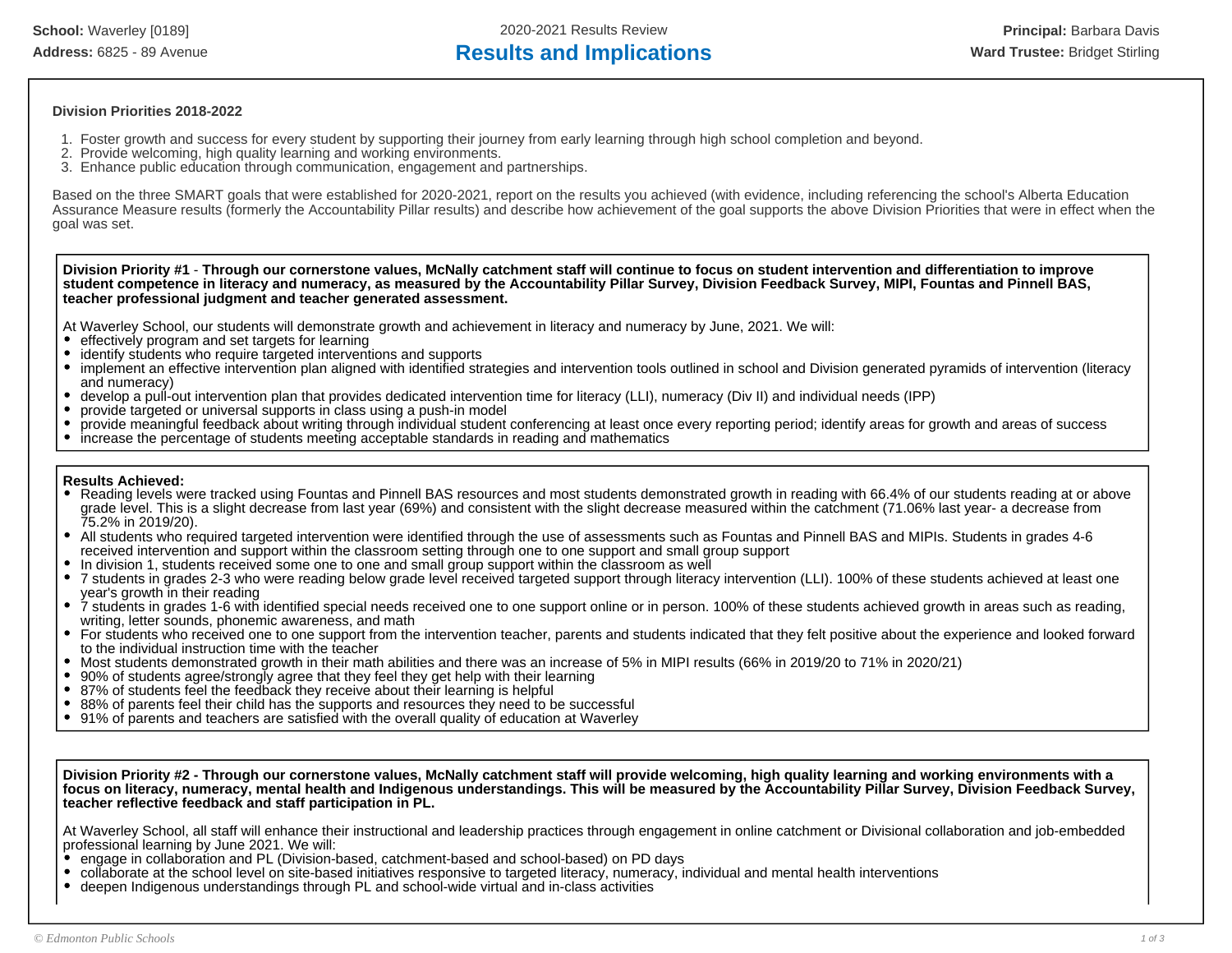**School:** Waverley [0189]
**Address:** 6825 - 89 Avenue

2020-2021 Results Review

# Results and Implications

**Principal:** Barbara Davis
**Ward Trustee:** Bridget Stirling

**Division Priorities 2018-2022**

1. Foster growth and success for every student by supporting their journey from early learning through high school completion and beyond.
2. Provide welcoming, high quality learning and working environments.
3. Enhance public education through communication, engagement and partnerships.

Based on the three SMART goals that were established for 2020-2021, report on the results you achieved (with evidence, including referencing the school's Alberta Education Assurance Measure results (formerly the Accountability Pillar results) and describe how achievement of the goal supports the above Division Priorities that were in effect when the goal was set.

**Division Priority #1 - Through our cornerstone values, McNally catchment staff will continue to focus on student intervention and differentiation to improve student competence in literacy and numeracy, as measured by the Accountability Pillar Survey, Division Feedback Survey, MIPI, Fountas and Pinnell BAS, teacher professional judgment and teacher generated assessment.**

At Waverley School, our students will demonstrate growth and achievement in literacy and numeracy by June, 2021. We will:

- effectively program and set targets for learning
- identify students who require targeted interventions and supports
- implement an effective intervention plan aligned with identified strategies and intervention tools outlined in school and Division generated pyramids of intervention (literacy and numeracy)
- develop a pull-out intervention plan that provides dedicated intervention time for literacy (LLI), numeracy (Div II) and individual needs (IPP)
- provide targeted or universal supports in class using a push-in model
- provide meaningful feedback about writing through individual student conferencing at least once every reporting period; identify areas for growth and areas of success
- increase the percentage of students meeting acceptable standards in reading and mathematics

**Results Achieved:**

- Reading levels were tracked using Fountas and Pinnell BAS resources and most students demonstrated growth in reading with 66.4% of our students reading at or above grade level. This is a slight decrease from last year (69%) and consistent with the slight decrease measured within the catchment (71.06% last year- a decrease from 75.2% in 2019/20).
- All students who required targeted intervention were identified through the use of assessments such as Fountas and Pinnell BAS and MIPIs. Students in grades 4-6 received intervention and support within the classroom setting through one to one support and small group support
- In division 1, students received some one to one and small group support within the classroom as well
- 7 students in grades 2-3 who were reading below grade level received targeted support through literacy intervention (LLI). 100% of these students achieved at least one year's growth in their reading
- 7 students in grades 1-6 with identified special needs received one to one support online or in person. 100% of these students achieved growth in areas such as reading, writing, letter sounds, phonemic awareness, and math
- For students who received one to one support from the intervention teacher, parents and students indicated that they felt positive about the experience and looked forward to the individual instruction time with the teacher
- Most students demonstrated growth in their math abilities and there was an increase of 5% in MIPI results (66% in 2019/20 to 71% in 2020/21)
- 90% of students agree/strongly agree that they feel they get help with their learning
- 87% of students feel the feedback they receive about their learning is helpful
- 88% of parents feel their child has the supports and resources they need to be successful
- 91% of parents and teachers are satisfied with the overall quality of education at Waverley

**Division Priority #2 - Through our cornerstone values, McNally catchment staff will provide welcoming, high quality learning and working environments with a focus on literacy, numeracy, mental health and Indigenous understandings. This will be measured by the Accountability Pillar Survey, Division Feedback Survey, teacher reflective feedback and staff participation in PL.**

At Waverley School, all staff will enhance their instructional and leadership practices through engagement in online catchment or Divisional collaboration and job-embedded professional learning by June 2021. We will:

- engage in collaboration and PL (Division-based, catchment-based and school-based) on PD days
- collaborate at the school level on site-based initiatives responsive to targeted literacy, numeracy, individual and mental health interventions
- deepen Indigenous understandings through PL and school-wide virtual and in-class activities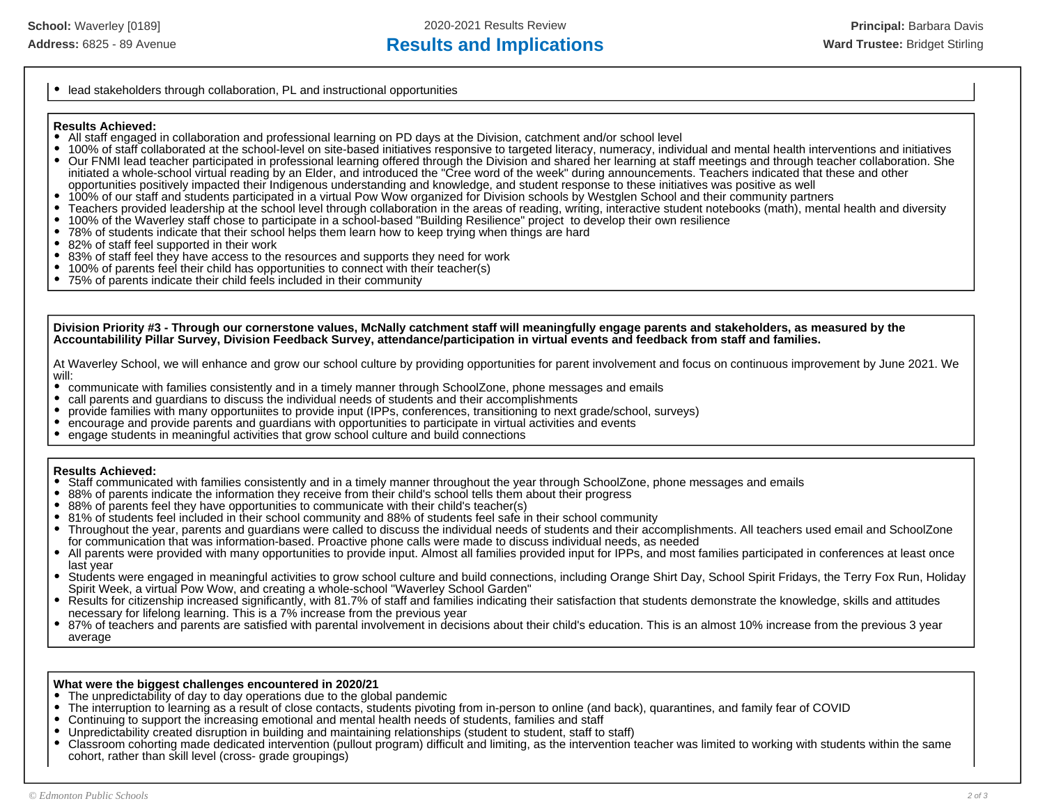- lead stakeholders through collaboration, PL and instructional opportunities

**Results Achieved:**

- All staff engaged in collaboration and professional learning on PD days at the Division, catchment and/or school level
- 100% of staff collaborated at the school-level on site-based initiatives responsive to targeted literacy, numeracy, individual and mental health interventions and initiatives
- Our FNMI lead teacher participated in professional learning offered through the Division and shared her learning at staff meetings and through teacher collaboration. She initiated a whole-school virtual reading by an Elder, and introduced the "Cree word of the week" during announcements. Teachers indicated that these and other opportunities positively impacted their Indigenous understanding and knowledge, and student response to these initiatives was positive as well
- 100% of our staff and students participated in a virtual Pow Wow organized for Division schools by Westglen School and their community partners
- Teachers provided leadership at the school level through collaboration in the areas of reading, writing, interactive student notebooks (math), mental health and diversity
- 100% of the Waverley staff chose to participate in a school-based "Building Resilience" project to develop their own resilience
- 78% of students indicate that their school helps them learn how to keep trying when things are hard
- 82% of staff feel supported in their work
- 83% of staff feel they have access to the resources and supports they need for work
- 100% of parents feel their child has opportunities to connect with their teacher(s)
- 75% of parents indicate their child feels included in their community

**Division Priority #3 - Through our cornerstone values, McNally catchment staff will meaningfully engage parents and stakeholders, as measured by the Accountabilility Pillar Survey, Division Feedback Survey, attendance/participation in virtual events and feedback from staff and families.**

At Waverley School, we will enhance and grow our school culture by providing opportunities for parent involvement and focus on continuous improvement by June 2021. We will:

- communicate with families consistently and in a timely manner through SchoolZone, phone messages and emails
- call parents and guardians to discuss the individual needs of students and their accomplishments
- provide families with many opportuniites to provide input (IPPs, conferences, transitioning to next grade/school, surveys)
- encourage and provide parents and guardians with opportunities to participate in virtual activities and events
- engage students in meaningful activities that grow school culture and build connections

**Results Achieved:**

- Staff communicated with families consistently and in a timely manner throughout the year through SchoolZone, phone messages and emails
- 88% of parents indicate the information they receive from their child's school tells them about their progress
- 88% of parents feel they have opportunities to communicate with their child's teacher(s)
- 81% of students feel included in their school community and 88% of students feel safe in their school community
- Throughout the year, parents and guardians were called to discuss the individual needs of students and their accomplishments. All teachers used email and SchoolZone for communication that was information-based. Proactive phone calls were made to discuss individual needs, as needed
- All parents were provided with many opportunities to provide input. Almost all families provided input for IPPs, and most families participated in conferences at least once last year
- Students were engaged in meaningful activities to grow school culture and build connections, including Orange Shirt Day, School Spirit Fridays, the Terry Fox Run, Holiday Spirit Week, a virtual Pow Wow, and creating a whole-school "Waverley School Garden"
- Results for citizenship increased significantly, with 81.7% of staff and families indicating their satisfaction that students demonstrate the knowledge, skills and attitudes necessary for lifelong learning. This is a 7% increase from the previous year
- 87% of teachers and parents are satisfied with parental involvement in decisions about their child's education. This is an almost 10% increase from the previous 3 year average

**What were the biggest challenges encountered in 2020/21**

- The unpredictability of day to day operations due to the global pandemic
- The interruption to learning as a result of close contacts, students pivoting from in-person to online (and back), quarantines, and family fear of COVID
- Continuing to support the increasing emotional and mental health needs of students, families and staff
- Unpredictability created disruption in building and maintaining relationships (student to student, staff to staff)
- Classroom cohorting made dedicated intervention (pullout program) difficult and limiting, as the intervention teacher was limited to working with students within the same cohort, rather than skill level (cross- grade groupings)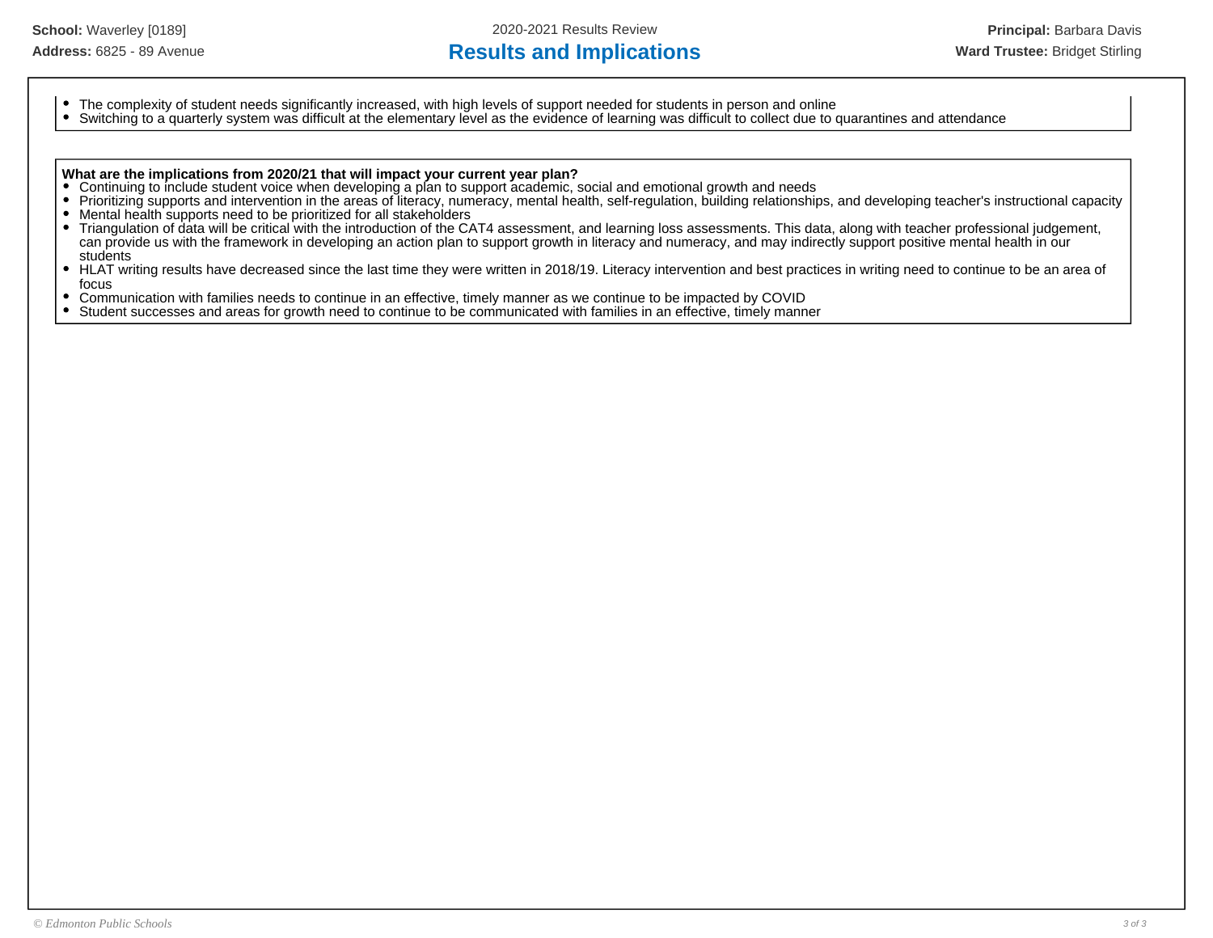- The complexity of student needs significantly increased, with high levels of support needed for students in person and online
- Switching to a quarterly system was difficult at the elementary level as the evidence of learning was difficult to collect due to quarantines and attendance

**What are the implications from 2020/21 that will impact your current year plan?**

- Continuing to include student voice when developing a plan to support academic, social and emotional growth and needs
- Prioritizing supports and intervention in the areas of literacy, numeracy, mental health, self-regulation, building relationships, and developing teacher's instructional capacity
- Mental health supports need to be prioritized for all stakeholders
- Triangulation of data will be critical with the introduction of the CAT4 assessment, and learning loss assessments. This data, along with teacher professional judgement, can provide us with the framework in developing an action plan to support growth in literacy and numeracy, and may indirectly support positive mental health in our students
- HLAT writing results have decreased since the last time they were written in 2018/19. Literacy intervention and best practices in writing need to continue to be an area of focus
- Communication with families needs to continue in an effective, timely manner as we continue to be impacted by COVID
- Student successes and areas for growth need to continue to be communicated with families in an effective, timely manner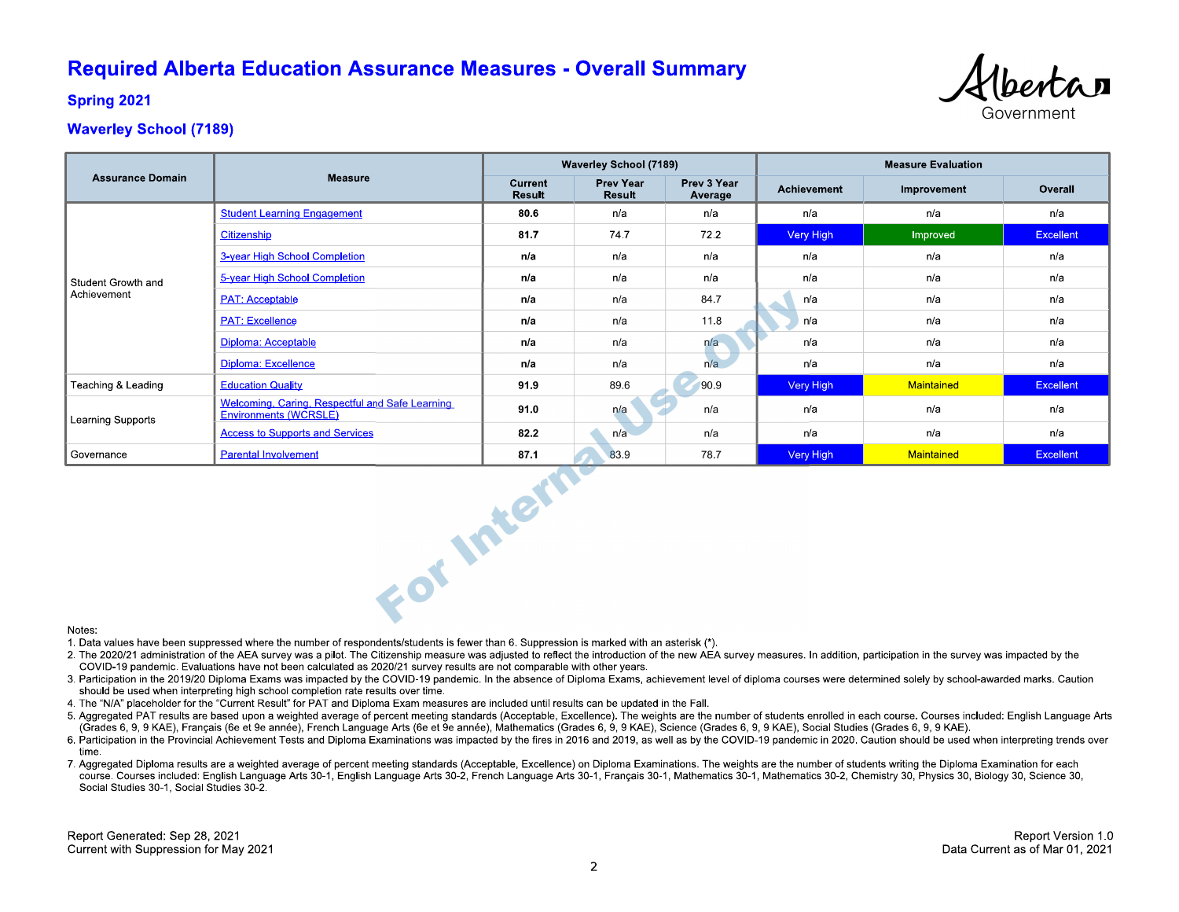# Required Alberta Education Assurance Measures - Overall Summary

## Spring 2021

## Waverley School (7189)

| Assurance Domain | Measure | Waverley School (7189) | | | Measure Evaluation | | |
|---|---|---|---|---|---|---|---|
| | | Current Result | Prev Year Result | Prev 3 Year Average | Achievement | Improvement | Overall |
| Student Growth and Achievement | Student Learning Engagement | **80.6** | n/a | n/a | n/a | n/a | n/a |
| | Citizenship | **81.7** | 74.7 | 72.2 | Very High | Improved | Excellent |
| | 3-year High School Completion | **n/a** | n/a | n/a | n/a | n/a | n/a |
| | 5-year High School Completion | **n/a** | n/a | n/a | n/a | n/a | n/a |
| | PAT: Acceptable | **n/a** | n/a | 84.7 | n/a | n/a | n/a |
| | PAT: Excellence | **n/a** | n/a | 11.8 | n/a | n/a | n/a |
| | Diploma: Acceptable | **n/a** | n/a | n/a | n/a | n/a | n/a |
| | Diploma: Excellence | **n/a** | n/a | n/a | n/a | n/a | n/a |
| Teaching & Leading | Education Quality | **91.9** | 89.6 | 90.9 | Very High | Maintained | Excellent |
| Learning Supports | Welcoming, Caring, Respectful and Safe Learning Environments (WCRSLE) | **91.0** | n/a | n/a | n/a | n/a | n/a |
| | Access to Supports and Services | **82.2** | n/a | n/a | n/a | n/a | n/a |
| Governance | Parental Involvement | **87.1** | 83.9 | 78.7 | Very High | Maintained | Excellent |

For Internal Use Only

Notes:

1. Data values have been suppressed where the number of respondents/students is fewer than 6. Suppression is marked with an asterisk (*).
2. The 2020/21 administration of the AEA survey was a pilot. The Citizenship measure was adjusted to reflect the introduction of the new AEA survey measures. In addition, participation in the survey was impacted by the COVID-19 pandemic. Evaluations have not been calculated as 2020/21 survey results are not comparable with other years.
3. Participation in the 2019/20 Diploma Exams was impacted by the COVID-19 pandemic. In the absence of Diploma Exams, achievement level of diploma courses were determined solely by school-awarded marks. Caution should be used when interpreting high school completion rate results over time.
4. The "N/A" placeholder for the "Current Result" for PAT and Diploma Exam measures are included until results can be updated in the Fall.
5. Aggregated PAT results are based upon a weighted average of percent meeting standards (Acceptable, Excellence). The weights are the number of students enrolled in each course. Courses included: English Language Arts (Grades 6, 9, 9 KAE), Français (6e et 9e année), French Language Arts (6e et 9e année), Mathematics (Grades 6, 9, 9 KAE), Science (Grades 6, 9, 9 KAE), Social Studies (Grades 6, 9, 9 KAE).
6. Participation in the Provincial Achievement Tests and Diploma Examinations was impacted by the fires in 2016 and 2019, as well as by the COVID-19 pandemic in 2020. Caution should be used when interpreting trends over time.
7. Aggregated Diploma results are a weighted average of percent meeting standards (Acceptable, Excellence) on Diploma Examinations. The weights are the number of students writing the Diploma Examination for each course. Courses included: English Language Arts 30-1, English Language Arts 30-2, French Language Arts 30-1, Français 30-1, Mathematics 30-1, Mathematics 30-2, Chemistry 30, Physics 30, Biology 30, Science 30, Social Studies 30-1, Social Studies 30-2.

Report Generated: Sep 28, 2021
Current with Suppression for May 2021

Report Version 1.0
Data Current as of Mar 01, 2021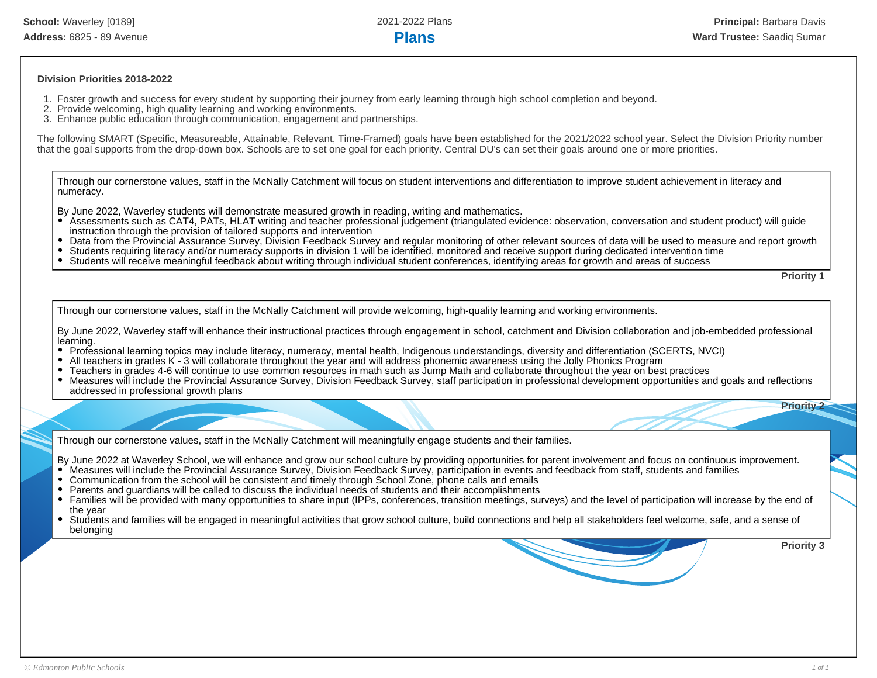**School:** Waverley [0189]
**Address:** 6825 - 89 Avenue

2021-2022 Plans

# Plans

**Principal:** Barbara Davis
**Ward Trustee:** Saadiq Sumar

### Division Priorities 2018-2022

1. Foster growth and success for every student by supporting their journey from early learning through high school completion and beyond.
2. Provide welcoming, high quality learning and working environments.
3. Enhance public education through communication, engagement and partnerships.

The following SMART (Specific, Measureable, Attainable, Relevant, Time-Framed) goals have been established for the 2021/2022 school year. Select the Division Priority number that the goal supports from the drop-down box. Schools are to set one goal for each priority. Central DU's can set their goals around one or more priorities.

Through our cornerstone values, staff in the McNally Catchment will focus on student interventions and differentiation to improve student achievement in literacy and numeracy.

By June 2022, Waverley students will demonstrate measured growth in reading, writing and mathematics.

- Assessments such as CAT4, PATs, HLAT writing and teacher professional judgement (triangulated evidence: observation, conversation and student product) will guide instruction through the provision of tailored supports and intervention
- Data from the Provincial Assurance Survey, Division Feedback Survey and regular monitoring of other relevant sources of data will be used to measure and report growth
- Students requiring literacy and/or numeracy supports in division 1 will be identified, monitored and receive support during dedicated intervention time
- Students will receive meaningful feedback about writing through individual student conferences, identifying areas for growth and areas of success

**Priority 1**

Through our cornerstone values, staff in the McNally Catchment will provide welcoming, high-quality learning and working environments.

By June 2022, Waverley staff will enhance their instructional practices through engagement in school, catchment and Division collaboration and job-embedded professional learning.

- Professional learning topics may include literacy, numeracy, mental health, Indigenous understandings, diversity and differentiation (SCERTS, NVCI)
- All teachers in grades K - 3 will collaborate throughout the year and will address phonemic awareness using the Jolly Phonics Program
- Teachers in grades 4-6 will continue to use common resources in math such as Jump Math and collaborate throughout the year on best practices
- Measures will include the Provincial Assurance Survey, Division Feedback Survey, staff participation in professional development opportunities and goals and reflections addressed in professional growth plans

**Priority 2**

Through our cornerstone values, staff in the McNally Catchment will meaningfully engage students and their families.

By June 2022 at Waverley School, we will enhance and grow our school culture by providing opportunities for parent involvement and focus on continuous improvement.

- Measures will include the Provincial Assurance Survey, Division Feedback Survey, participation in events and feedback from staff, students and families
- Communication from the school will be consistent and timely through School Zone, phone calls and emails
- Parents and guardians will be called to discuss the individual needs of students and their accomplishments
- Families will be provided with many opportunities to share input (IPPs, conferences, transition meetings, surveys) and the level of participation will increase by the end of the year
- Students and families will be engaged in meaningful activities that grow school culture, build connections and help all stakeholders feel welcome, safe, and a sense of belonging

**Priority 3**

© Edmonton Public Schools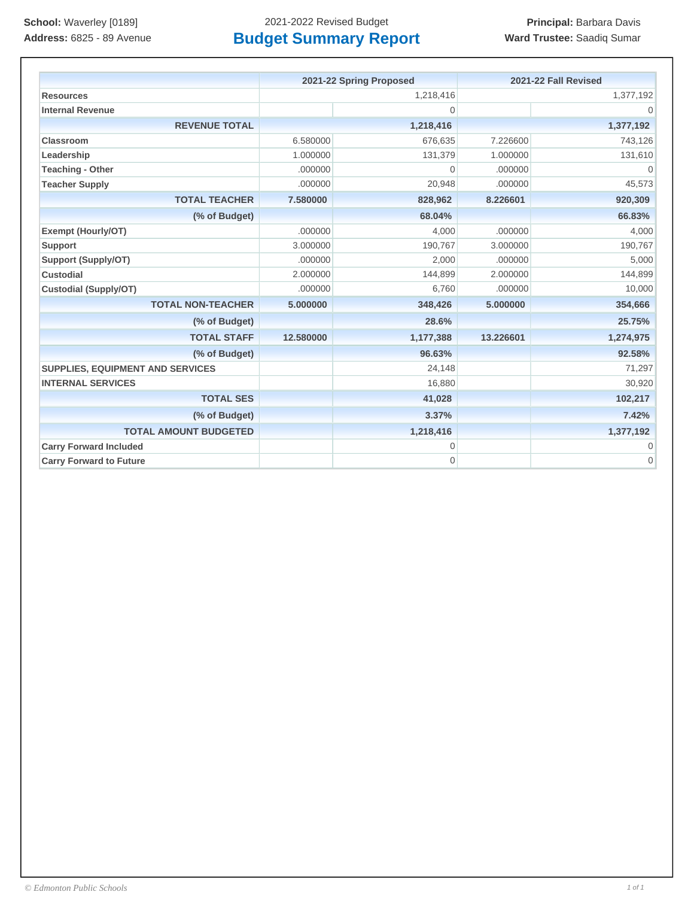**School:** Waverley [0189]
**Address:** 6825 - 89 Avenue

2021-2022 Revised Budget

# Budget Summary Report

**Principal:** Barbara Davis
**Ward Trustee:** Saadiq Sumar

| | 2021-22 Spring Proposed | | 2021-22 Fall Revised | |
|---|---|---|---|---|
| **Resources** | | 1,218,416 | | 1,377,192 |
| **Internal Revenue** | | 0 | | 0 |
| **REVENUE TOTAL** | | **1,218,416** | | **1,377,192** |
| **Classroom** | 6.580000 | 676,635 | 7.226600 | 743,126 |
| **Leadership** | 1.000000 | 131,379 | 1.000000 | 131,610 |
| **Teaching - Other** | .000000 | 0 | .000000 | 0 |
| **Teacher Supply** | .000000 | 20,948 | .000000 | 45,573 |
| **TOTAL TEACHER** | **7.580000** | **828,962** | **8.226601** | **920,309** |
| **(% of Budget)** | | **68.04%** | | **66.83%** |
| **Exempt (Hourly/OT)** | .000000 | 4,000 | .000000 | 4,000 |
| **Support** | 3.000000 | 190,767 | 3.000000 | 190,767 |
| **Support (Supply/OT)** | .000000 | 2,000 | .000000 | 5,000 |
| **Custodial** | 2.000000 | 144,899 | 2.000000 | 144,899 |
| **Custodial (Supply/OT)** | .000000 | 6,760 | .000000 | 10,000 |
| **TOTAL NON-TEACHER** | **5.000000** | **348,426** | **5.000000** | **354,666** |
| **(% of Budget)** | | **28.6%** | | **25.75%** |
| **TOTAL STAFF** | **12.580000** | **1,177,388** | **13.226601** | **1,274,975** |
| **(% of Budget)** | | **96.63%** | | **92.58%** |
| **SUPPLIES, EQUIPMENT AND SERVICES** | | 24,148 | | 71,297 |
| **INTERNAL SERVICES** | | 16,880 | | 30,920 |
| **TOTAL SES** | | **41,028** | | **102,217** |
| **(% of Budget)** | | **3.37%** | | **7.42%** |
| **TOTAL AMOUNT BUDGETED** | | **1,218,416** | | **1,377,192** |
| **Carry Forward Included** | | 0 | | 0 |
| **Carry Forward to Future** | | 0 | | 0 |

*© Edmonton Public Schools*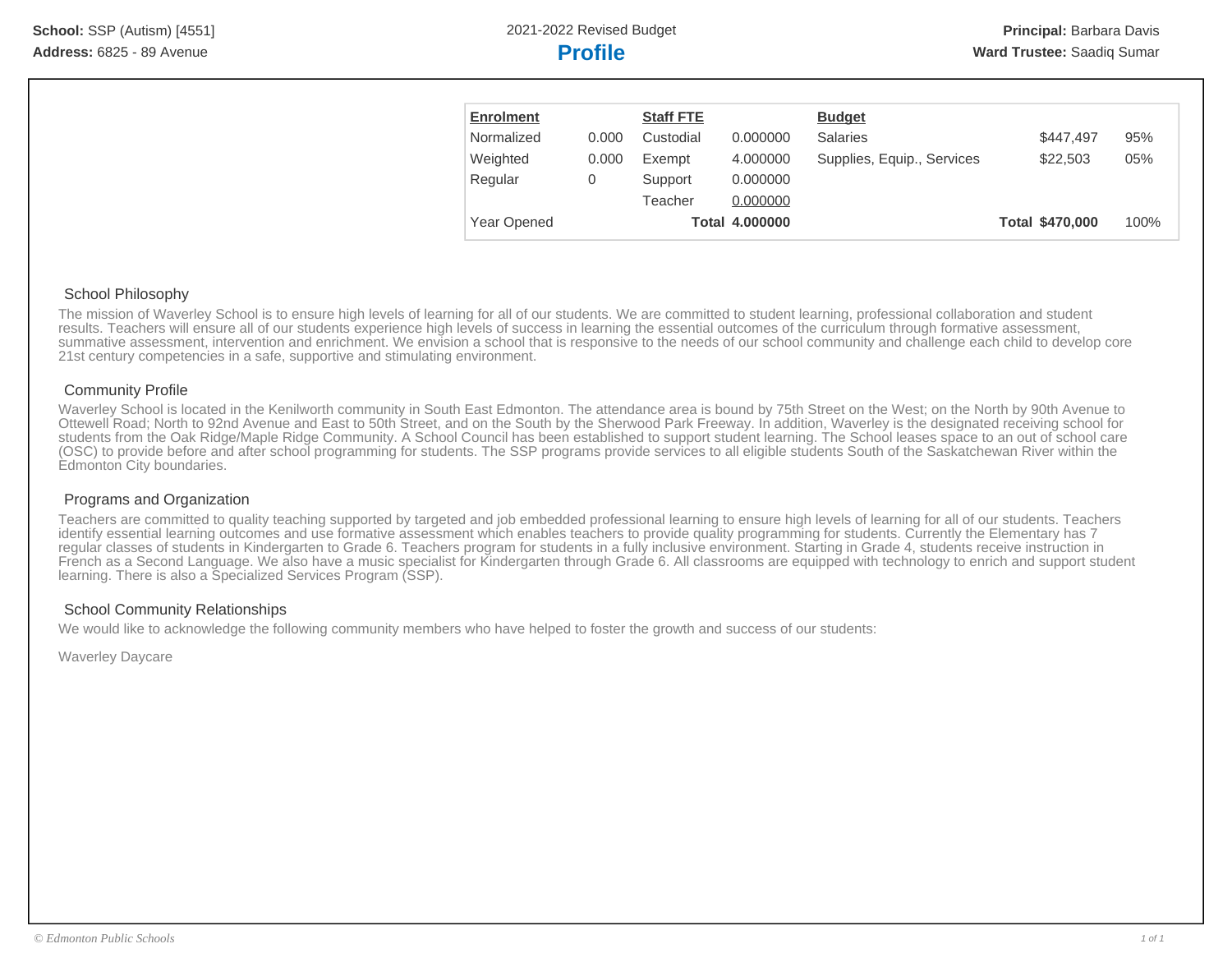**School:** SSP (Autism) [4551]
**Address:** 6825 - 89 Avenue

2021-2022 Revised Budget

# Profile

**Principal:** Barbara Davis
**Ward Trustee:** Saadiq Sumar

| Enrolment | | Staff FTE | | Budget | | |
|---|---|---|---|---|---|---|
| Normalized | 0.000 | Custodial | 0.000000 | Salaries | $447,497 | 95% |
| Weighted | 0.000 | Exempt | 4.000000 | Supplies, Equip., Services | $22,503 | 05% |
| Regular | 0 | Support | 0.000000 | | | |
| | | Teacher | 0.000000 | | | |
| Year Opened | | **Total** | **4.000000** | **Total** | **$470,000** | 100% |

## School Philosophy

The mission of Waverley School is to ensure high levels of learning for all of our students. We are committed to student learning, professional collaboration and student results. Teachers will ensure all of our students experience high levels of success in learning the essential outcomes of the curriculum through formative assessment, summative assessment, intervention and enrichment. We envision a school that is responsive to the needs of our school community and challenge each child to develop core 21st century competencies in a safe, supportive and stimulating environment.

## Community Profile

Waverley School is located in the Kenilworth community in South East Edmonton. The attendance area is bound by 75th Street on the West; on the North by 90th Avenue to Ottewell Road; North to 92nd Avenue and East to 50th Street, and on the South by the Sherwood Park Freeway. In addition, Waverley is the designated receiving school for students from the Oak Ridge/Maple Ridge Community. A School Council has been established to support student learning. The School leases space to an out of school care (OSC) to provide before and after school programming for students. The SSP programs provide services to all eligible students South of the Saskatchewan River within the Edmonton City boundaries.

## Programs and Organization

Teachers are committed to quality teaching supported by targeted and job embedded professional learning to ensure high levels of learning for all of our students. Teachers identify essential learning outcomes and use formative assessment which enables teachers to provide quality programming for students. Currently the Elementary has 7 regular classes of students in Kindergarten to Grade 6. Teachers program for students in a fully inclusive environment. Starting in Grade 4, students receive instruction in French as a Second Language. We also have a music specialist for Kindergarten through Grade 6. All classrooms are equipped with technology to enrich and support student learning. There is also a Specialized Services Program (SSP).

## School Community Relationships

We would like to acknowledge the following community members who have helped to foster the growth and success of our students:

Waverley Daycare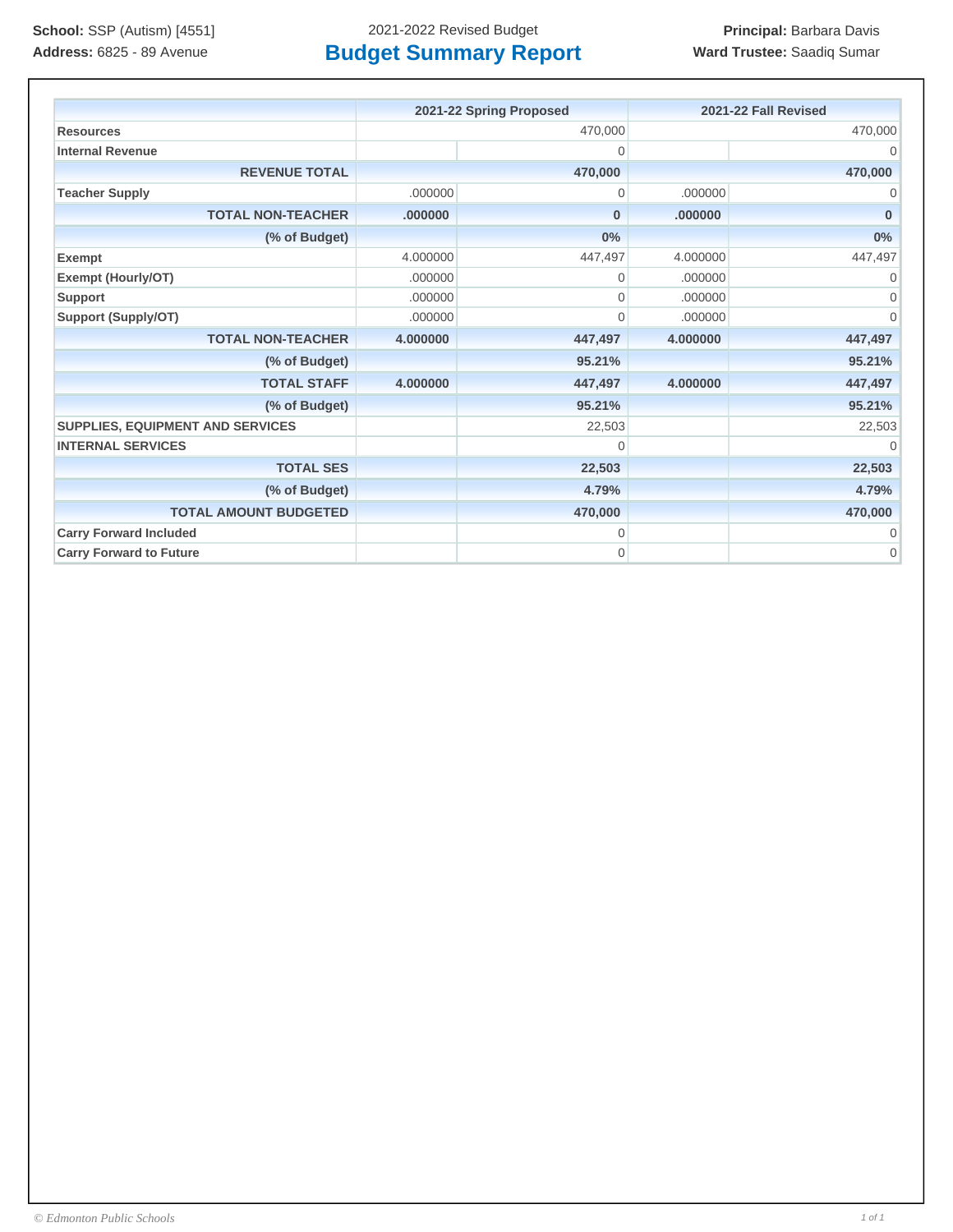**School:** SSP (Autism) [4551]
**Address:** 6825 - 89 Avenue

2021-2022 Revised Budget

# Budget Summary Report

**Principal:** Barbara Davis
**Ward Trustee:** Saadiq Sumar

| | 2021-22 Spring Proposed | | 2021-22 Fall Revised | |
|---|---|---|---|---|
| **Resources** | | 470,000 | | 470,000 |
| **Internal Revenue** | | 0 | | 0 |
| **REVENUE TOTAL** | | **470,000** | | **470,000** |
| **Teacher Supply** | .000000 | 0 | .000000 | 0 |
| **TOTAL NON-TEACHER** | **.000000** | **0** | **.000000** | **0** |
| **(% of Budget)** | | **0%** | | **0%** |
| **Exempt** | 4.000000 | 447,497 | 4.000000 | 447,497 |
| **Exempt (Hourly/OT)** | .000000 | 0 | .000000 | 0 |
| **Support** | .000000 | 0 | .000000 | 0 |
| **Support (Supply/OT)** | .000000 | 0 | .000000 | 0 |
| **TOTAL NON-TEACHER** | **4.000000** | **447,497** | **4.000000** | **447,497** |
| **(% of Budget)** | | **95.21%** | | **95.21%** |
| **TOTAL STAFF** | **4.000000** | **447,497** | **4.000000** | **447,497** |
| **(% of Budget)** | | **95.21%** | | **95.21%** |
| **SUPPLIES, EQUIPMENT AND SERVICES** | | 22,503 | | 22,503 |
| **INTERNAL SERVICES** | | 0 | | 0 |
| **TOTAL SES** | | **22,503** | | **22,503** |
| **(% of Budget)** | | **4.79%** | | **4.79%** |
| **TOTAL AMOUNT BUDGETED** | | **470,000** | | **470,000** |
| **Carry Forward Included** | | 0 | | 0 |
| **Carry Forward to Future** | | 0 | | 0 |

*© Edmonton Public Schools*